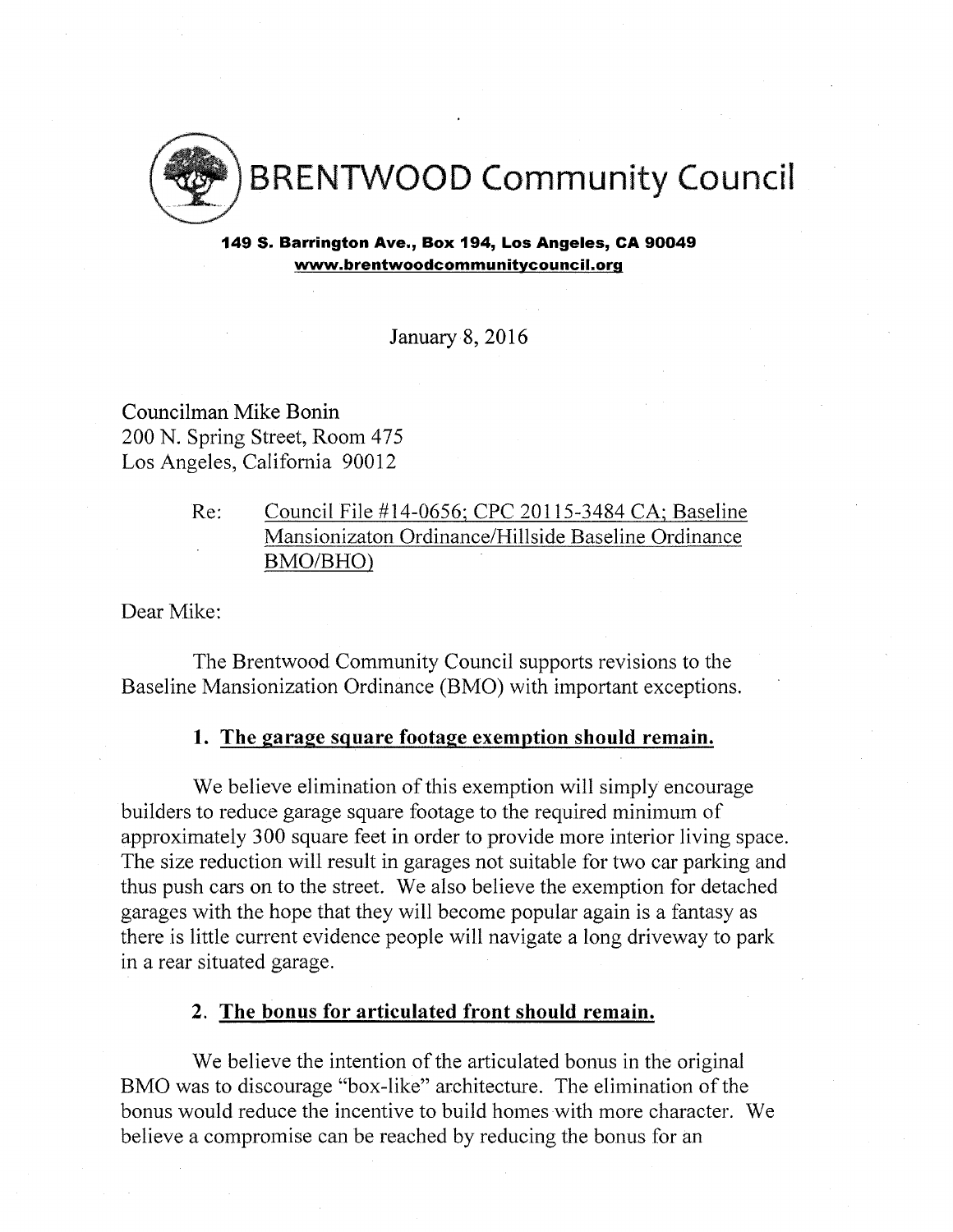# BRENTWOOD Community Council

**149 S. Barrington Ave., Box 194, Los Angeles, CA 90049**
**www.brentwoodcommunitycouncil.org**

January 8, 2016

Councilman Mike Bonin
200 N. Spring Street, Room 475
Los Angeles, California 90012

Re: Council File #14-0656; CPC 20115-3484 CA; Baseline Mansionizaton Ordinance/Hillside Baseline Ordinance BMO/BHO)

Dear Mike:

The Brentwood Community Council supports revisions to the Baseline Mansionization Ordinance (BMO) with important exceptions.

## 1. The garage square footage exemption should remain.

We believe elimination of this exemption will simply encourage builders to reduce garage square footage to the required minimum of approximately 300 square feet in order to provide more interior living space. The size reduction will result in garages not suitable for two car parking and thus push cars on to the street. We also believe the exemption for detached garages with the hope that they will become popular again is a fantasy as there is little current evidence people will navigate a long driveway to park in a rear situated garage.

## 2. The bonus for articulated front should remain.

We believe the intention of the articulated bonus in the original BMO was to discourage "box-like" architecture. The elimination of the bonus would reduce the incentive to build homes with more character. We believe a compromise can be reached by reducing the bonus for an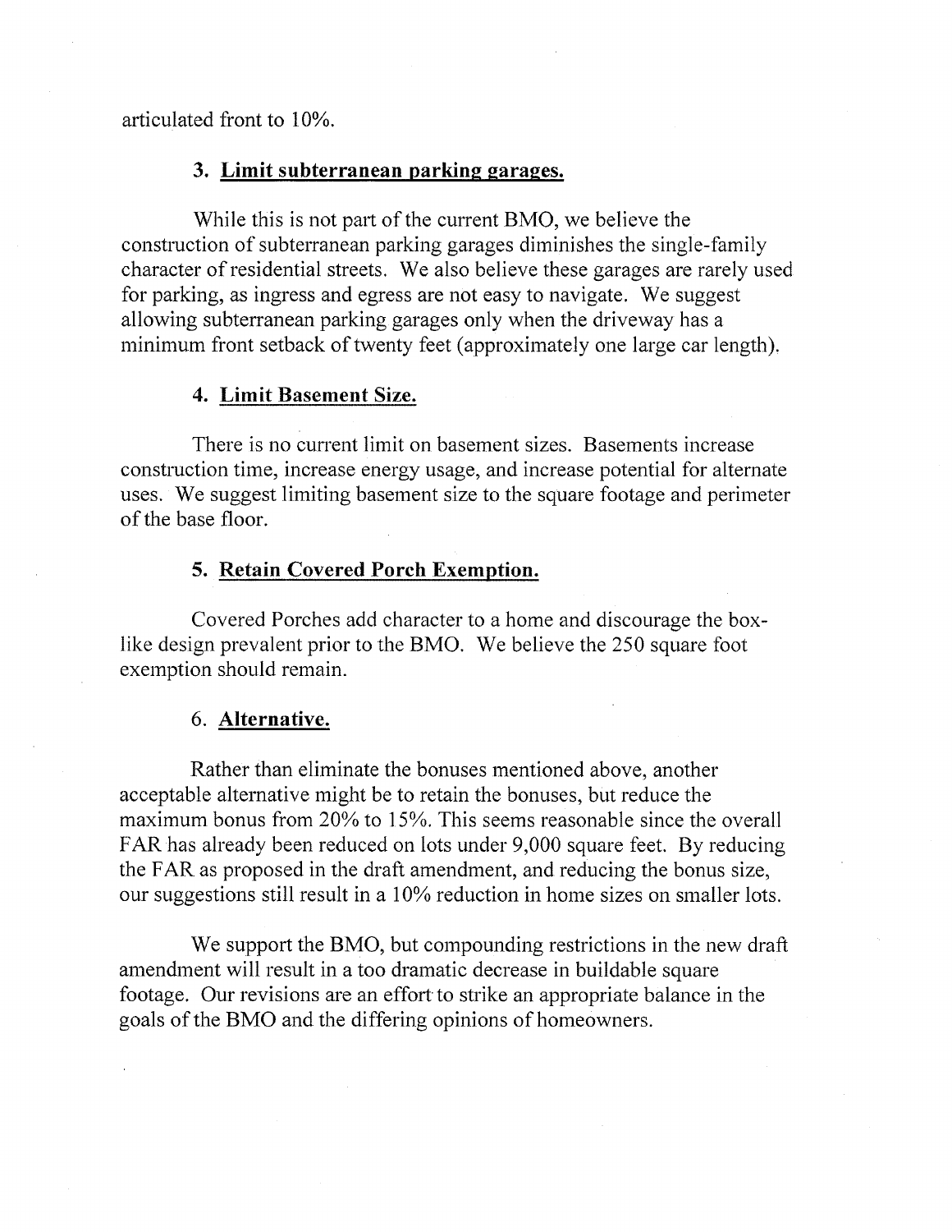articulated front to 10%.

### 3. **Limit subterranean parking garages.**

While this is not part of the current BMO, we believe the construction of subterranean parking garages diminishes the single-family character of residential streets. We also believe these garages are rarely used for parking, as ingress and egress are not easy to navigate. We suggest allowing subterranean parking garages only when the driveway has a minimum front setback of twenty feet (approximately one large car length).

### 4. **Limit Basement Size.**

There is no current limit on basement sizes. Basements increase construction time, increase energy usage, and increase potential for alternate uses. We suggest limiting basement size to the square footage and perimeter of the base floor.

### 5. **Retain Covered Porch Exemption.**

Covered Porches add character to a home and discourage the box-like design prevalent prior to the BMO. We believe the 250 square foot exemption should remain.

### 6. **Alternative.**

Rather than eliminate the bonuses mentioned above, another acceptable alternative might be to retain the bonuses, but reduce the maximum bonus from 20% to 15%. This seems reasonable since the overall FAR has already been reduced on lots under 9,000 square feet. By reducing the FAR as proposed in the draft amendment, and reducing the bonus size, our suggestions still result in a 10% reduction in home sizes on smaller lots.

We support the BMO, but compounding restrictions in the new draft amendment will result in a too dramatic decrease in buildable square footage. Our revisions are an effort to strike an appropriate balance in the goals of the BMO and the differing opinions of homeowners.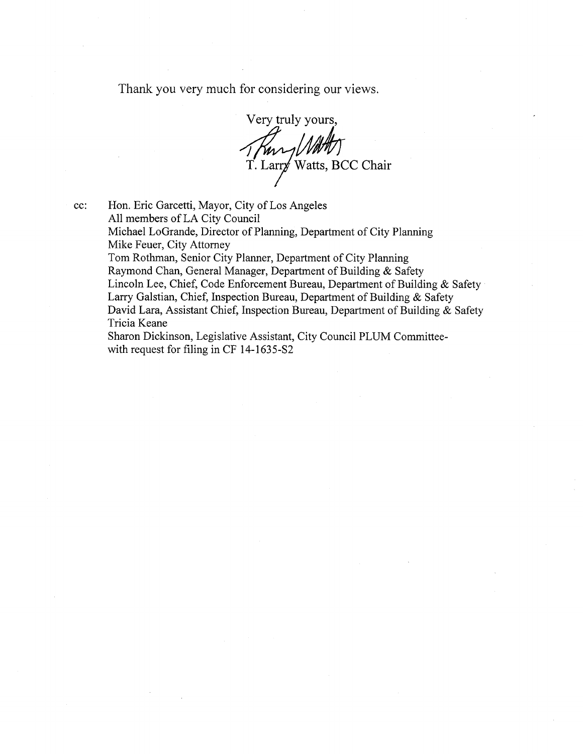Thank you very much for considering our views.

Very truly yours,

T. Larry Watts, BCC Chair

cc: Hon. Eric Garcetti, Mayor, City of Los Angeles
All members of LA City Council
Michael LoGrande, Director of Planning, Department of City Planning
Mike Feuer, City Attorney
Tom Rothman, Senior City Planner, Department of City Planning
Raymond Chan, General Manager, Department of Building & Safety
Lincoln Lee, Chief, Code Enforcement Bureau, Department of Building & Safety
Larry Galstian, Chief, Inspection Bureau, Department of Building & Safety
David Lara, Assistant Chief, Inspection Bureau, Department of Building & Safety
Tricia Keane
Sharon Dickinson, Legislative Assistant, City Council PLUM Committee-
with request for filing in CF 14-1635-S2